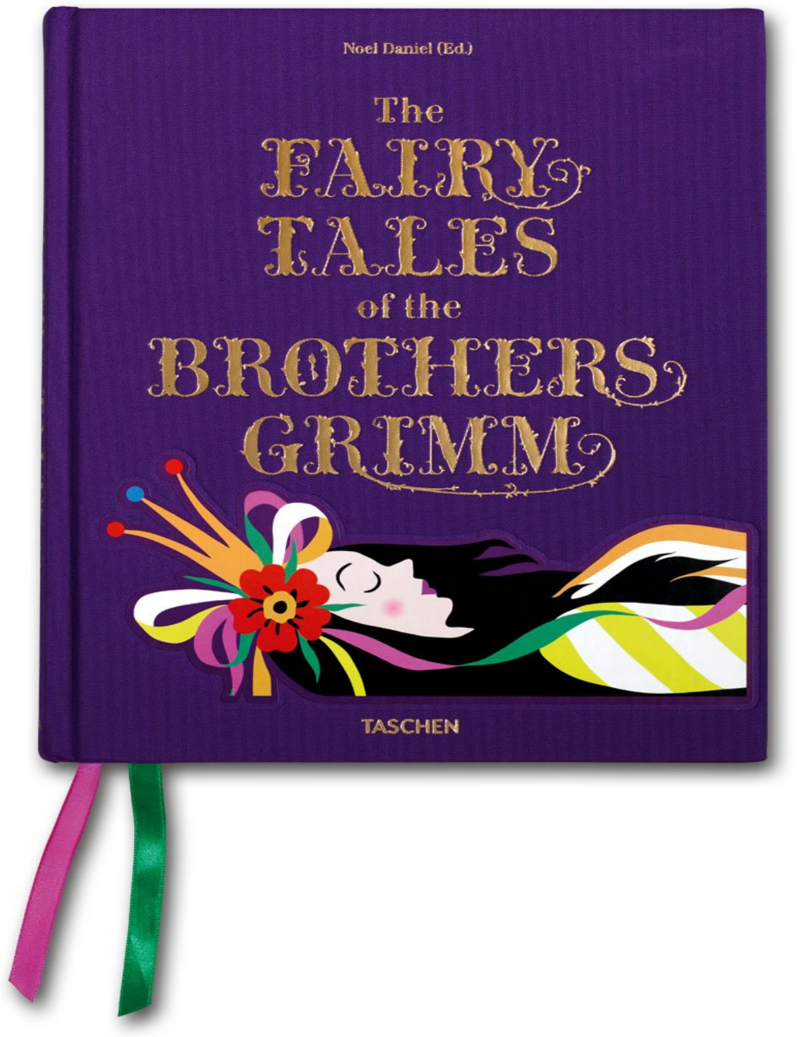Noel Daniel (Ed.)

# The FAIRY TALES of the BROTHERS GRIMM

TASCHEN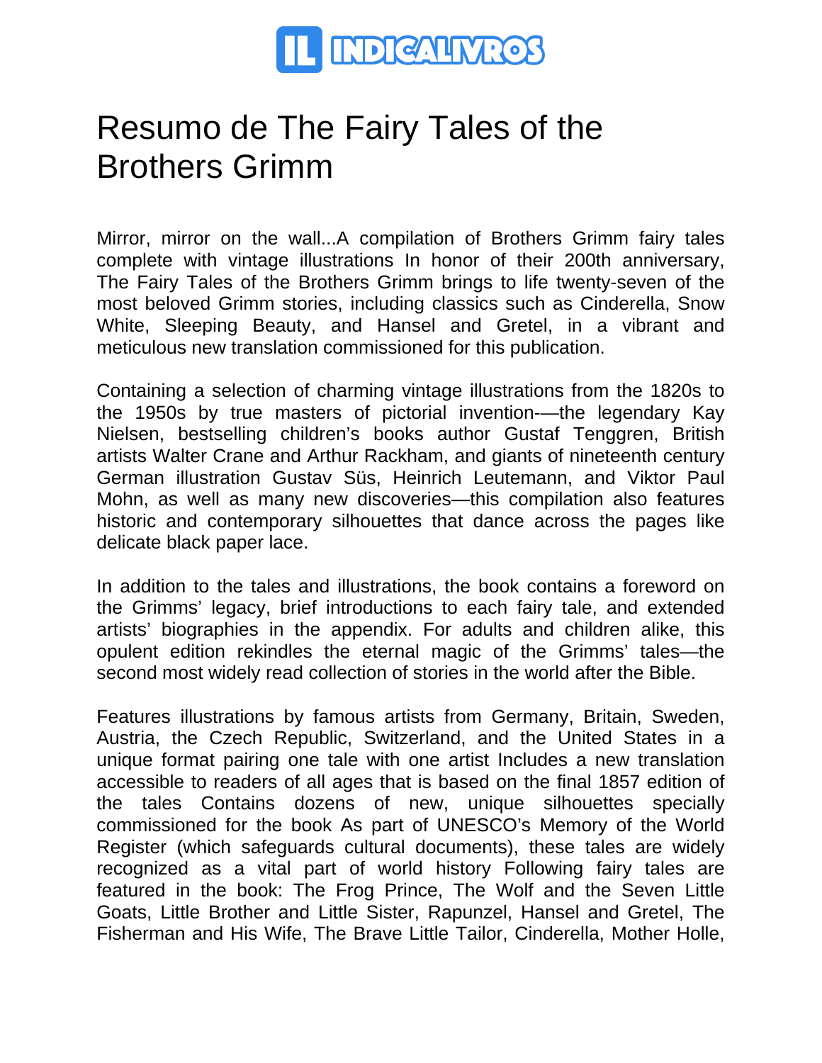# Resumo de The Fairy Tales of the Brothers Grimm

Mirror, mirror on the wall...A compilation of Brothers Grimm fairy tales complete with vintage illustrations In honor of their 200th anniversary, The Fairy Tales of the Brothers Grimm brings to life twenty-seven of the most beloved Grimm stories, including classics such as Cinderella, Snow White, Sleeping Beauty, and Hansel and Gretel, in a vibrant and meticulous new translation commissioned for this publication.

Containing a selection of charming vintage illustrations from the 1820s to the 1950s by true masters of pictorial invention-—the legendary Kay Nielsen, bestselling children's books author Gustaf Tenggren, British artists Walter Crane and Arthur Rackham, and giants of nineteenth century German illustration Gustav Süs, Heinrich Leutemann, and Viktor Paul Mohn, as well as many new discoveries—this compilation also features historic and contemporary silhouettes that dance across the pages like delicate black paper lace.

In addition to the tales and illustrations, the book contains a foreword on the Grimms' legacy, brief introductions to each fairy tale, and extended artists' biographies in the appendix. For adults and children alike, this opulent edition rekindles the eternal magic of the Grimms' tales—the second most widely read collection of stories in the world after the Bible.

Features illustrations by famous artists from Germany, Britain, Sweden, Austria, the Czech Republic, Switzerland, and the United States in a unique format pairing one tale with one artist Includes a new translation accessible to readers of all ages that is based on the final 1857 edition of the tales Contains dozens of new, unique silhouettes specially commissioned for the book As part of UNESCO's Memory of the World Register (which safeguards cultural documents), these tales are widely recognized as a vital part of world history Following fairy tales are featured in the book: The Frog Prince, The Wolf and the Seven Little Goats, Little Brother and Little Sister, Rapunzel, Hansel and Gretel, The Fisherman and His Wife, The Brave Little Tailor, Cinderella, Mother Holle,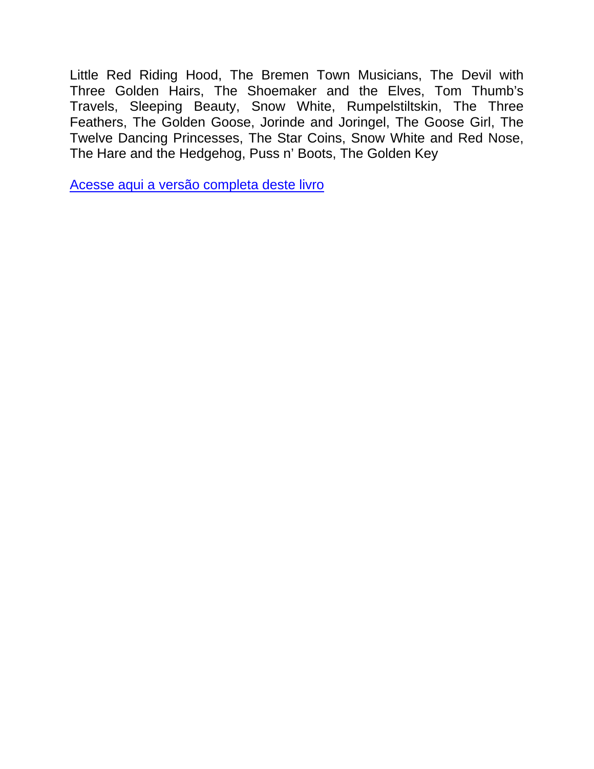Little Red Riding Hood, The Bremen Town Musicians, The Devil with Three Golden Hairs, The Shoemaker and the Elves, Tom Thumb's Travels, Sleeping Beauty, Snow White, Rumpelstiltskin, The Three Feathers, The Golden Goose, Jorinde and Joringel, The Goose Girl, The Twelve Dancing Princesses, The Star Coins, Snow White and Red Nose, The Hare and the Hedgehog, Puss n' Boots, The Golden Key

Acesse aqui a versão completa deste livro